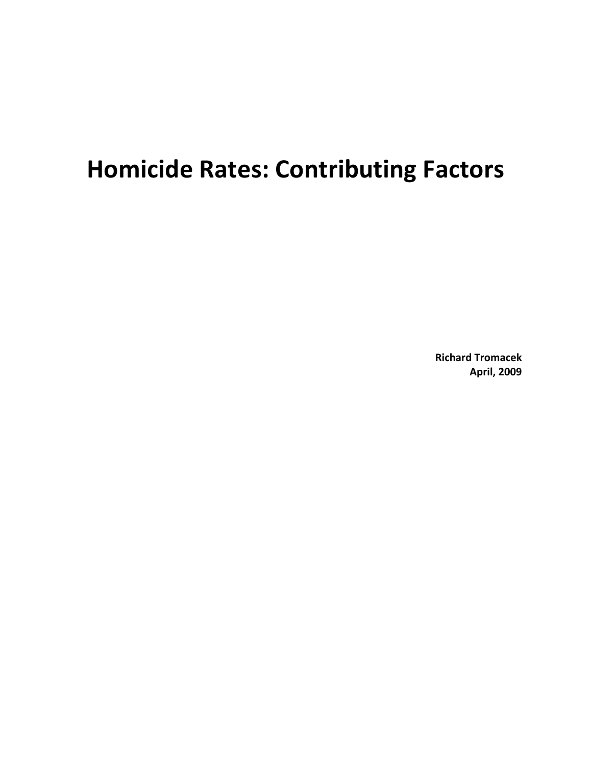# Homicide Rates: Contributing Factors

**Richard Tromacek**
**April, 2009**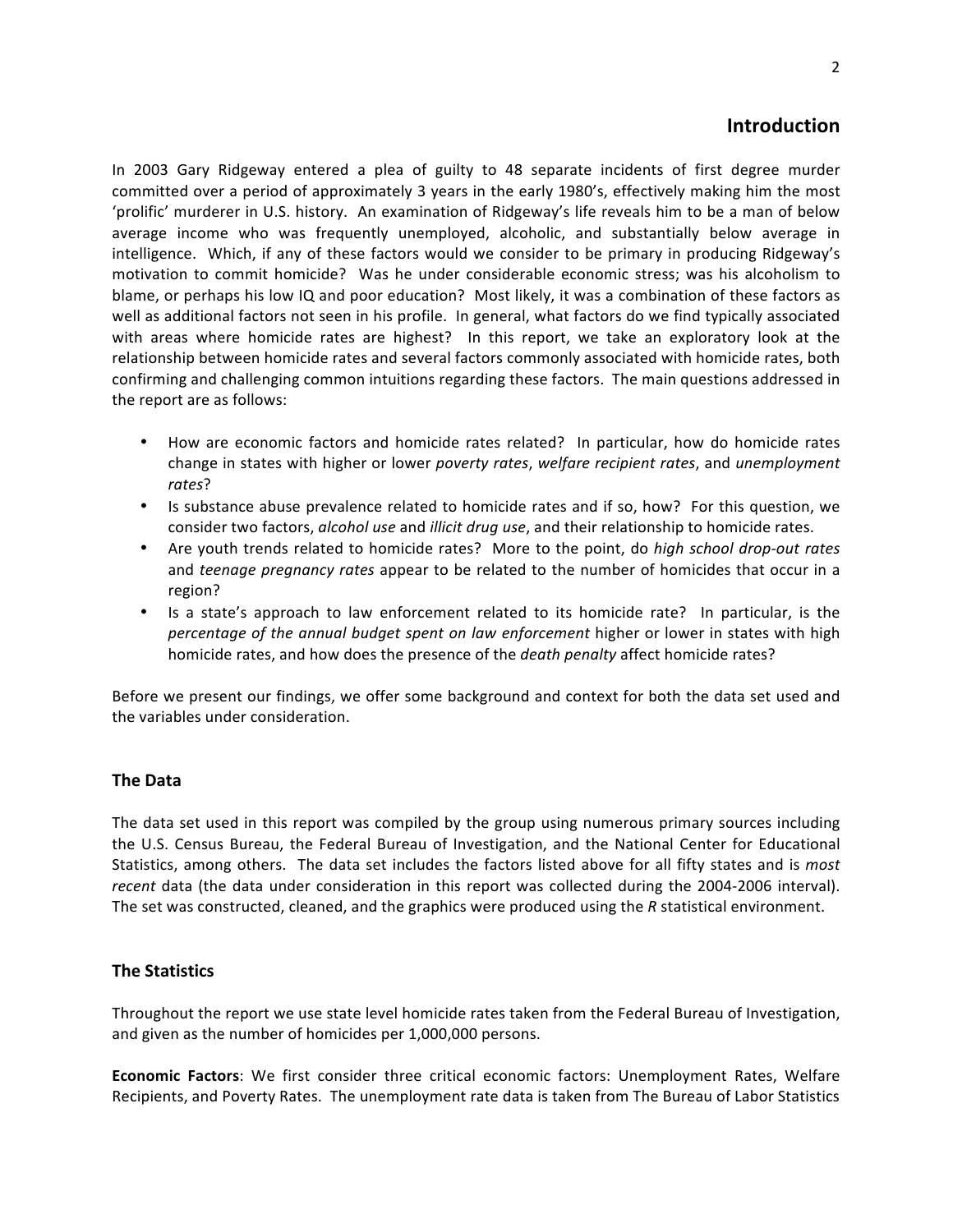## Introduction

In 2003 Gary Ridgeway entered a plea of guilty to 48 separate incidents of first degree murder committed over a period of approximately 3 years in the early 1980's, effectively making him the most 'prolific' murderer in U.S. history. An examination of Ridgeway's life reveals him to be a man of below average income who was frequently unemployed, alcoholic, and substantially below average in intelligence. Which, if any of these factors would we consider to be primary in producing Ridgeway's motivation to commit homicide? Was he under considerable economic stress; was his alcoholism to blame, or perhaps his low IQ and poor education? Most likely, it was a combination of these factors as well as additional factors not seen in his profile. In general, what factors do we find typically associated with areas where homicide rates are highest? In this report, we take an exploratory look at the relationship between homicide rates and several factors commonly associated with homicide rates, both confirming and challenging common intuitions regarding these factors. The main questions addressed in the report are as follows:

- How are economic factors and homicide rates related? In particular, how do homicide rates change in states with higher or lower *poverty rates*, *welfare recipient rates*, and *unemployment rates*?
- Is substance abuse prevalence related to homicide rates and if so, how? For this question, we consider two factors, *alcohol use* and *illicit drug use*, and their relationship to homicide rates.
- Are youth trends related to homicide rates? More to the point, do *high school drop-out rates* and *teenage pregnancy rates* appear to be related to the number of homicides that occur in a region?
- Is a state's approach to law enforcement related to its homicide rate? In particular, is the *percentage of the annual budget spent on law enforcement* higher or lower in states with high homicide rates, and how does the presence of the *death penalty* affect homicide rates?

Before we present our findings, we offer some background and context for both the data set used and the variables under consideration.

### The Data

The data set used in this report was compiled by the group using numerous primary sources including the U.S. Census Bureau, the Federal Bureau of Investigation, and the National Center for Educational Statistics, among others. The data set includes the factors listed above for all fifty states and is *most recent* data (the data under consideration in this report was collected during the 2004-2006 interval). The set was constructed, cleaned, and the graphics were produced using the *R* statistical environment.

### The Statistics

Throughout the report we use state level homicide rates taken from the Federal Bureau of Investigation, and given as the number of homicides per 1,000,000 persons.

**Economic Factors**: We first consider three critical economic factors: Unemployment Rates, Welfare Recipients, and Poverty Rates. The unemployment rate data is taken from The Bureau of Labor Statistics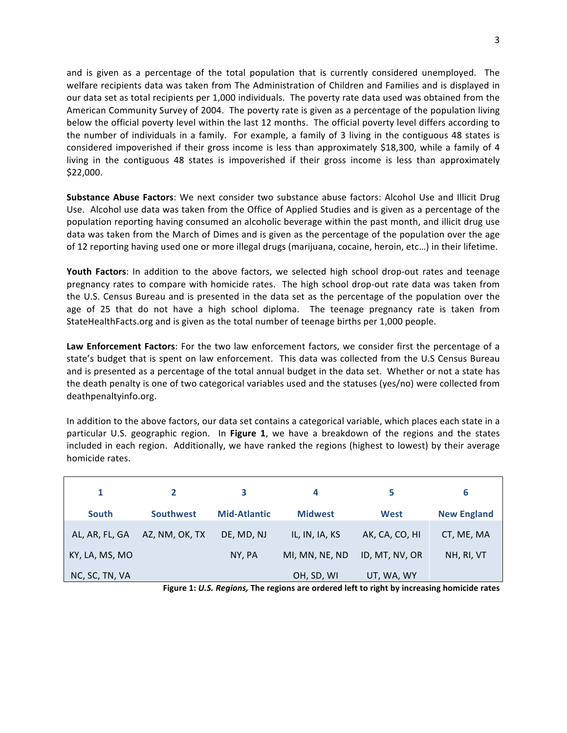and is given as a percentage of the total population that is currently considered unemployed. The welfare recipients data was taken from The Administration of Children and Families and is displayed in our data set as total recipients per 1,000 individuals. The poverty rate data used was obtained from the American Community Survey of 2004. The poverty rate is given as a percentage of the population living below the official poverty level within the last 12 months. The official poverty level differs according to the number of individuals in a family. For example, a family of 3 living in the contiguous 48 states is considered impoverished if their gross income is less than approximately $18,300, while a family of 4 living in the contiguous 48 states is impoverished if their gross income is less than approximately $22,000.

**Substance Abuse Factors**: We next consider two substance abuse factors: Alcohol Use and Illicit Drug Use. Alcohol use data was taken from the Office of Applied Studies and is given as a percentage of the population reporting having consumed an alcoholic beverage within the past month, and illicit drug use data was taken from the March of Dimes and is given as the percentage of the population over the age of 12 reporting having used one or more illegal drugs (marijuana, cocaine, heroin, etc…) in their lifetime.

**Youth Factors**: In addition to the above factors, we selected high school drop-out rates and teenage pregnancy rates to compare with homicide rates. The high school drop-out rate data was taken from the U.S. Census Bureau and is presented in the data set as the percentage of the population over the age of 25 that do not have a high school diploma. The teenage pregnancy rate is taken from StateHealthFacts.org and is given as the total number of teenage births per 1,000 people.

**Law Enforcement Factors**: For the two law enforcement factors, we consider first the percentage of a state's budget that is spent on law enforcement. This data was collected from the U.S Census Bureau and is presented as a percentage of the total annual budget in the data set. Whether or not a state has the death penalty is one of two categorical variables used and the statuses (yes/no) were collected from deathpenaltyinfo.org.

In addition to the above factors, our data set contains a categorical variable, which places each state in a particular U.S. geographic region. In **Figure 1**, we have a breakdown of the regions and the states included in each region. Additionally, we have ranked the regions (highest to lowest) by their average homicide rates.

| 1 | 2 | 3 | 4 | 5 | 6 |
|---|---|---|---|---|---|
| **South** | **Southwest** | **Mid-Atlantic** | **Midwest** | **West** | **New England** |
| AL, AR, FL, GA | AZ, NM, OK, TX | DE, MD, NJ | IL, IN, IA, KS | AK, CA, CO, HI | CT, ME, MA |
| KY, LA, MS, MO | | NY, PA | MI, MN, NE, ND | ID, MT, NV, OR | NH, RI, VT |
| NC, SC, TN, VA | | | OH, SD, WI | UT, WA, WY | |

**Figure 1:** ***U.S. Regions,*** **The regions are ordered left to right by increasing homicide rates**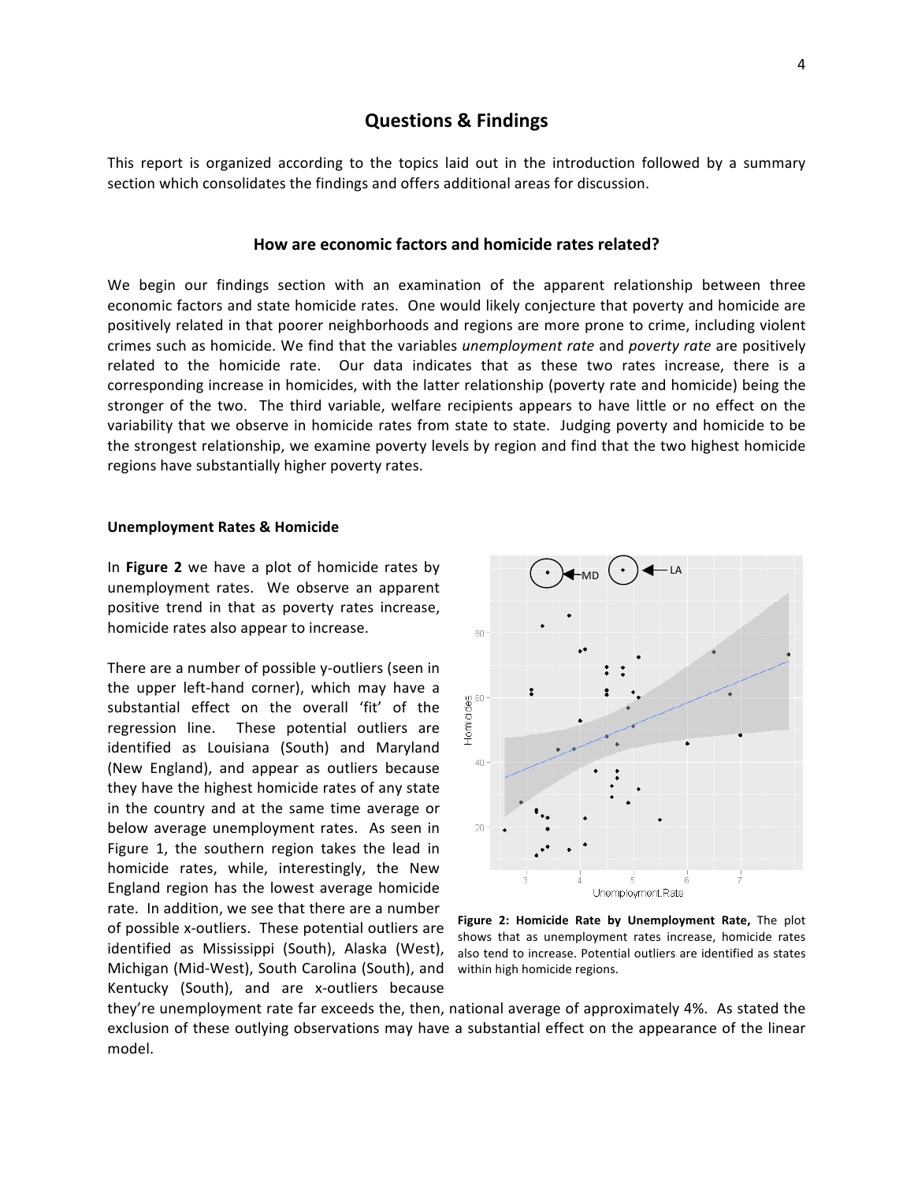## Questions & Findings

This report is organized according to the topics laid out in the introduction followed by a summary section which consolidates the findings and offers additional areas for discussion.

### How are economic factors and homicide rates related?

We begin our findings section with an examination of the apparent relationship between three economic factors and state homicide rates. One would likely conjecture that poverty and homicide are positively related in that poorer neighborhoods and regions are more prone to crime, including violent crimes such as homicide. We find that the variables *unemployment rate* and *poverty rate* are positively related to the homicide rate. Our data indicates that as these two rates increase, there is a corresponding increase in homicides, with the latter relationship (poverty rate and homicide) being the stronger of the two. The third variable, welfare recipients appears to have little or no effect on the variability that we observe in homicide rates from state to state. Judging poverty and homicide to be the strongest relationship, we examine poverty levels by region and find that the two highest homicide regions have substantially higher poverty rates.

#### Unemployment Rates & Homicide

In **Figure 2** we have a plot of homicide rates by unemployment rates. We observe an apparent positive trend in that as poverty rates increase, homicide rates also appear to increase.

There are a number of possible y-outliers (seen in the upper left-hand corner), which may have a substantial effect on the overall 'fit' of the regression line. These potential outliers are identified as Louisiana (South) and Maryland (New England), and appear as outliers because they have the highest homicide rates of any state in the country and at the same time average or below average unemployment rates. As seen in Figure 1, the southern region takes the lead in homicide rates, while, interestingly, the New England region has the lowest average homicide rate. In addition, we see that there are a number of possible x-outliers. These potential outliers are identified as Mississippi (South), Alaska (West), Michigan (Mid-West), South Carolina (South), and Kentucky (South), and are x-outliers because they're unemployment rate far exceeds the, then, national average of approximately 4%. As stated the exclusion of these outlying observations may have a substantial effect on the appearance of the linear model.

**Figure 2: Homicide Rate by Unemployment Rate,** The plot shows that as unemployment rates increase, homicide rates also tend to increase. Potential outliers are identified as states within high homicide regions.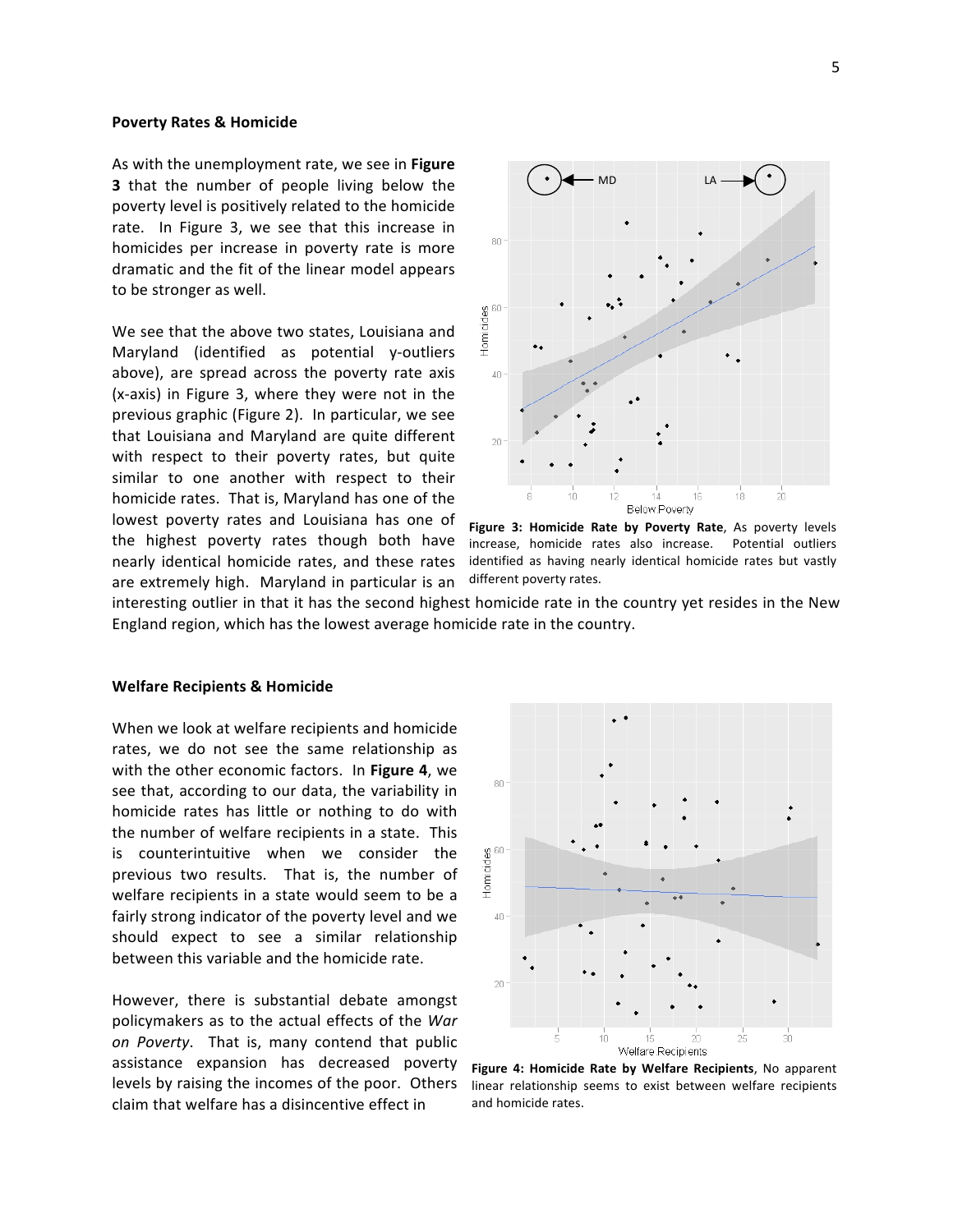### Poverty Rates & Homicide

As with the unemployment rate, we see in **Figure 3** that the number of people living below the poverty level is positively related to the homicide rate. In Figure 3, we see that this increase in homicides per increase in poverty rate is more dramatic and the fit of the linear model appears to be stronger as well.

We see that the above two states, Louisiana and Maryland (identified as potential y-outliers above), are spread across the poverty rate axis (x-axis) in Figure 3, where they were not in the previous graphic (Figure 2). In particular, we see that Louisiana and Maryland are quite different with respect to their poverty rates, but quite similar to one another with respect to their homicide rates. That is, Maryland has one of the lowest poverty rates and Louisiana has one of the highest poverty rates though both have nearly identical homicide rates, and these rates are extremely high. Maryland in particular is an interesting outlier in that it has the second highest homicide rate in the country yet resides in the New England region, which has the lowest average homicide rate in the country.

**Figure 3: Homicide Rate by Poverty Rate**, As poverty levels increase, homicide rates also increase. Potential outliers identified as having nearly identical homicide rates but vastly different poverty rates.

### Welfare Recipients & Homicide

When we look at welfare recipients and homicide rates, we do not see the same relationship as with the other economic factors. In **Figure 4**, we see that, according to our data, the variability in homicide rates has little or nothing to do with the number of welfare recipients in a state. This is counterintuitive when we consider the previous two results. That is, the number of welfare recipients in a state would seem to be a fairly strong indicator of the poverty level and we should expect to see a similar relationship between this variable and the homicide rate.

However, there is substantial debate amongst policymakers as to the actual effects of the *War on Poverty*. That is, many contend that public assistance expansion has decreased poverty levels by raising the incomes of the poor. Others claim that welfare has a disincentive effect in

**Figure 4: Homicide Rate by Welfare Recipients**, No apparent linear relationship seems to exist between welfare recipients and homicide rates.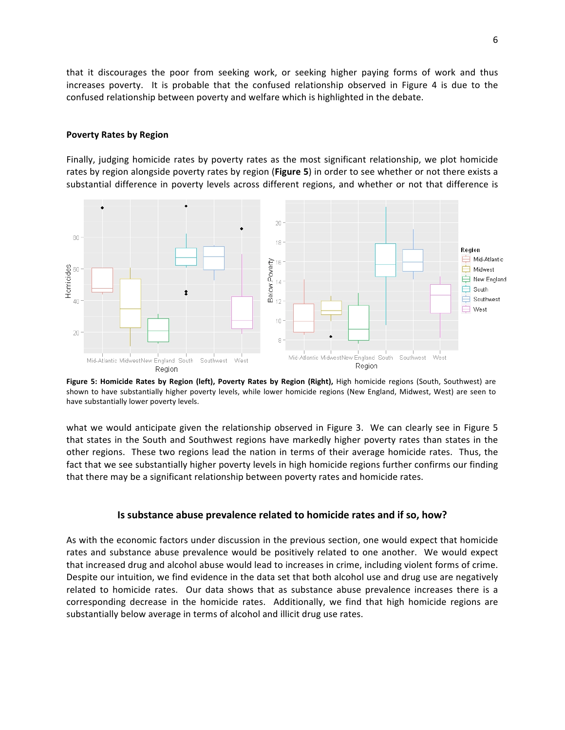that it discourages the poor from seeking work, or seeking higher paying forms of work and thus increases poverty. It is probable that the confused relationship observed in Figure 4 is due to the confused relationship between poverty and welfare which is highlighted in the debate.

**Poverty Rates by Region**

Finally, judging homicide rates by poverty rates as the most significant relationship, we plot homicide rates by region alongside poverty rates by region (**Figure 5**) in order to see whether or not there exists a substantial difference in poverty levels across different regions, and whether or not that difference is what we would anticipate given the relationship observed in Figure 3. We can clearly see in Figure 5 that states in the South and Southwest regions have markedly higher poverty rates than states in the other regions. These two regions lead the nation in terms of their average homicide rates. Thus, the fact that we see substantially higher poverty levels in high homicide regions further confirms our finding that there may be a significant relationship between poverty rates and homicide rates.

**Figure 5: Homicide Rates by Region (left), Poverty Rates by Region (Right),** High homicide regions (South, Southwest) are shown to have substantially higher poverty levels, while lower homicide regions (New England, Midwest, West) are seen to have substantially lower poverty levels.

### Is substance abuse prevalence related to homicide rates and if so, how?

As with the economic factors under discussion in the previous section, one would expect that homicide rates and substance abuse prevalence would be positively related to one another. We would expect that increased drug and alcohol abuse would lead to increases in crime, including violent forms of crime. Despite our intuition, we find evidence in the data set that both alcohol use and drug use are negatively related to homicide rates. Our data shows that as substance abuse prevalence increases there is a corresponding decrease in the homicide rates. Additionally, we find that high homicide regions are substantially below average in terms of alcohol and illicit drug use rates.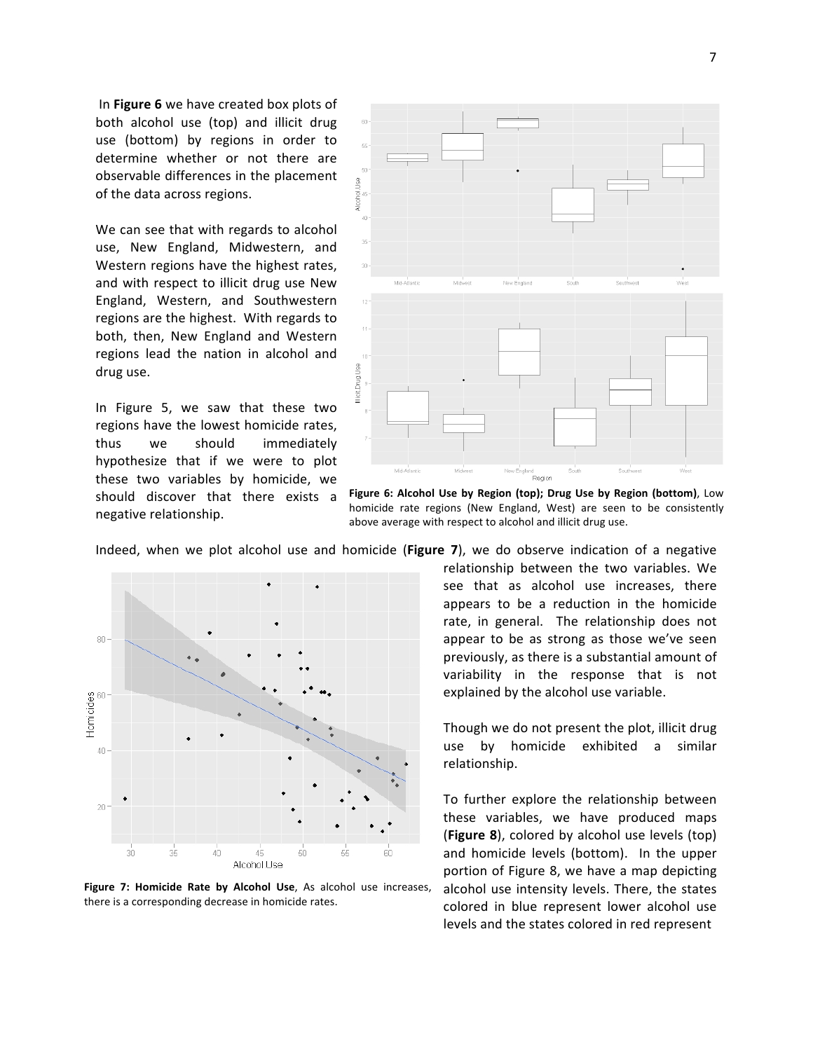In **Figure 6** we have created box plots of both alcohol use (top) and illicit drug use (bottom) by regions in order to determine whether or not there are observable differences in the placement of the data across regions.

We can see that with regards to alcohol use, New England, Midwestern, and Western regions have the highest rates, and with respect to illicit drug use New England, Western, and Southwestern regions are the highest. With regards to both, then, New England and Western regions lead the nation in alcohol and drug use.

In Figure 5, we saw that these two regions have the lowest homicide rates, thus we should immediately hypothesize that if we were to plot these two variables by homicide, we should discover that there exists a negative relationship.

**Figure 6: Alcohol Use by Region (top); Drug Use by Region (bottom)**, Low homicide rate regions (New England, West) are seen to be consistently above average with respect to alcohol and illicit drug use.

Indeed, when we plot alcohol use and homicide (**Figure 7**), we do observe indication of a negative relationship between the two variables. We see that as alcohol use increases, there appears to be a reduction in the homicide rate, in general. The relationship does not appear to be as strong as those we've seen previously, as there is a substantial amount of variability in the response that is not explained by the alcohol use variable.

Though we do not present the plot, illicit drug use by homicide exhibited a similar relationship.

To further explore the relationship between these variables, we have produced maps (**Figure 8**), colored by alcohol use levels (top) and homicide levels (bottom). In the upper portion of Figure 8, we have a map depicting alcohol use intensity levels. There, the states colored in blue represent lower alcohol use levels and the states colored in red represent

**Figure 7: Homicide Rate by Alcohol Use**, As alcohol use increases, there is a corresponding decrease in homicide rates.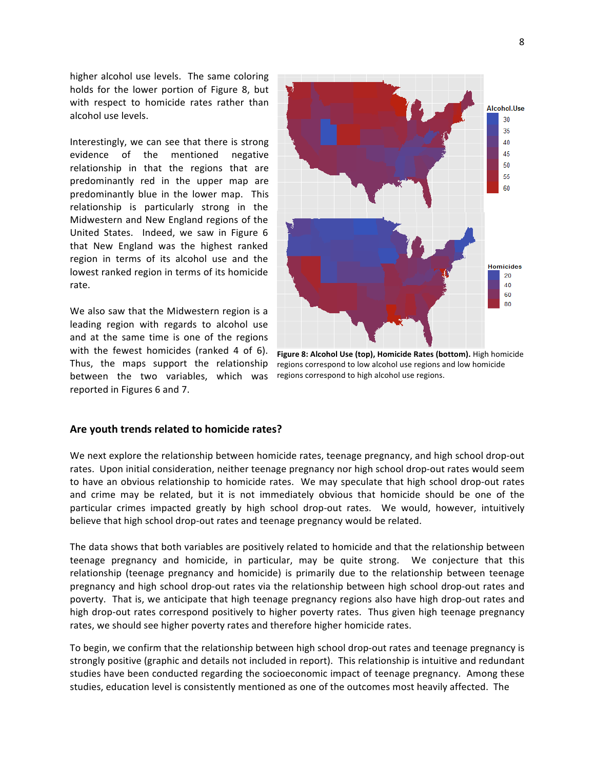higher alcohol use levels. The same coloring holds for the lower portion of Figure 8, but with respect to homicide rates rather than alcohol use levels.

Interestingly, we can see that there is strong evidence of the mentioned negative relationship in that the regions that are predominantly red in the upper map are predominantly blue in the lower map. This relationship is particularly strong in the Midwestern and New England regions of the United States. Indeed, we saw in Figure 6 that New England was the highest ranked region in terms of its alcohol use and the lowest ranked region in terms of its homicide rate.

We also saw that the Midwestern region is a leading region with regards to alcohol use and at the same time is one of the regions with the fewest homicides (ranked 4 of 6). Thus, the maps support the relationship between the two variables, which was reported in Figures 6 and 7.

**Figure 8: Alcohol Use (top), Homicide Rates (bottom).** High homicide regions correspond to low alcohol use regions and low homicide regions correspond to high alcohol use regions.

### Are youth trends related to homicide rates?

We next explore the relationship between homicide rates, teenage pregnancy, and high school drop-out rates. Upon initial consideration, neither teenage pregnancy nor high school drop-out rates would seem to have an obvious relationship to homicide rates. We may speculate that high school drop-out rates and crime may be related, but it is not immediately obvious that homicide should be one of the particular crimes impacted greatly by high school drop-out rates. We would, however, intuitively believe that high school drop-out rates and teenage pregnancy would be related.

The data shows that both variables are positively related to homicide and that the relationship between teenage pregnancy and homicide, in particular, may be quite strong. We conjecture that this relationship (teenage pregnancy and homicide) is primarily due to the relationship between teenage pregnancy and high school drop-out rates via the relationship between high school drop-out rates and poverty. That is, we anticipate that high teenage pregnancy regions also have high drop-out rates and high drop-out rates correspond positively to higher poverty rates. Thus given high teenage pregnancy rates, we should see higher poverty rates and therefore higher homicide rates.

To begin, we confirm that the relationship between high school drop-out rates and teenage pregnancy is strongly positive (graphic and details not included in report). This relationship is intuitive and redundant studies have been conducted regarding the socioeconomic impact of teenage pregnancy. Among these studies, education level is consistently mentioned as one of the outcomes most heavily affected. The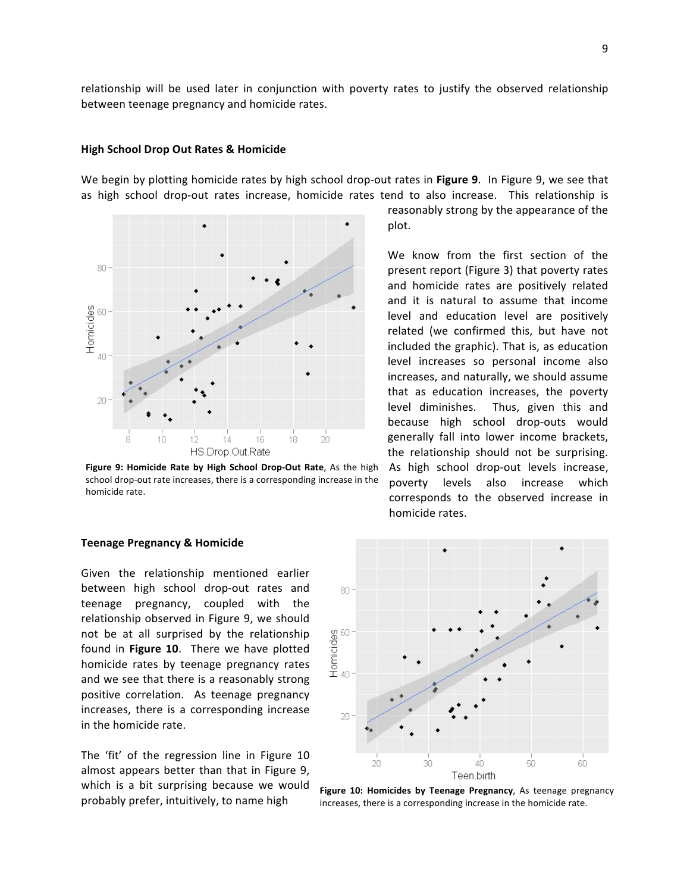relationship will be used later in conjunction with poverty rates to justify the observed relationship between teenage pregnancy and homicide rates.

### High School Drop Out Rates & Homicide

We begin by plotting homicide rates by high school drop-out rates in **Figure 9**. In Figure 9, we see that as high school drop-out rates increase, homicide rates tend to also increase. This relationship is reasonably strong by the appearance of the plot.

**Figure 9: Homicide Rate by High School Drop-Out Rate**, As the high school drop-out rate increases, there is a corresponding increase in the homicide rate.

We know from the first section of the present report (Figure 3) that poverty rates and homicide rates are positively related and it is natural to assume that income level and education level are positively related (we confirmed this, but have not included the graphic). That is, as education level increases so personal income also increases, and naturally, we should assume that as education increases, the poverty level diminishes. Thus, given this and because high school drop-outs would generally fall into lower income brackets, the relationship should not be surprising. As high school drop-out levels increase, poverty levels also increase which corresponds to the observed increase in homicide rates.

### Teenage Pregnancy & Homicide

Given the relationship mentioned earlier between high school drop-out rates and teenage pregnancy, coupled with the relationship observed in Figure 9, we should not be at all surprised by the relationship found in **Figure 10**. There we have plotted homicide rates by teenage pregnancy rates and we see that there is a reasonably strong positive correlation. As teenage pregnancy increases, there is a corresponding increase in the homicide rate.

**Figure 10: Homicides by Teenage Pregnancy**, As teenage pregnancy increases, there is a corresponding increase in the homicide rate.

The 'fit' of the regression line in Figure 10 almost appears better than that in Figure 9, which is a bit surprising because we would probably prefer, intuitively, to name high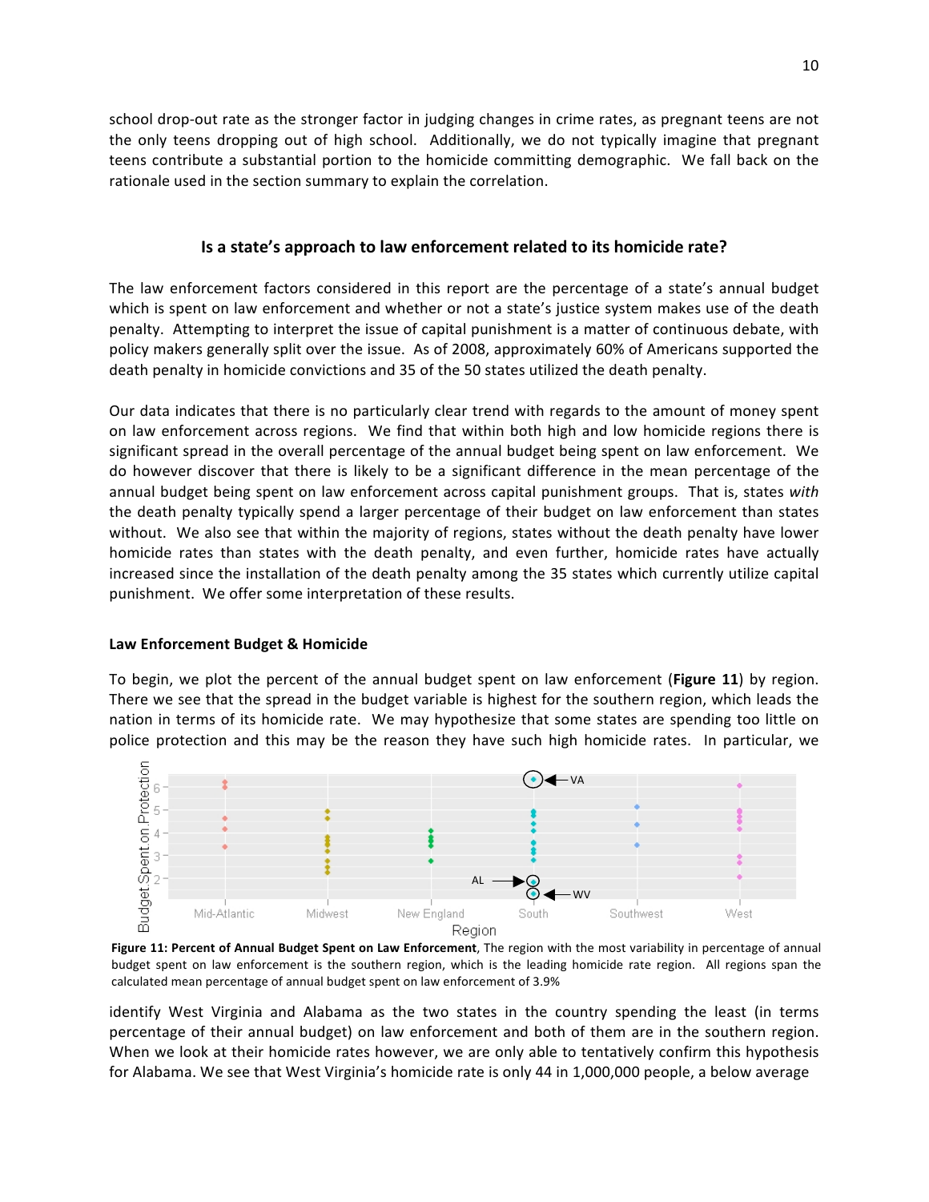school drop-out rate as the stronger factor in judging changes in crime rates, as pregnant teens are not the only teens dropping out of high school. Additionally, we do not typically imagine that pregnant teens contribute a substantial portion to the homicide committing demographic. We fall back on the rationale used in the section summary to explain the correlation.

## Is a state's approach to law enforcement related to its homicide rate?

The law enforcement factors considered in this report are the percentage of a state's annual budget which is spent on law enforcement and whether or not a state's justice system makes use of the death penalty. Attempting to interpret the issue of capital punishment is a matter of continuous debate, with policy makers generally split over the issue. As of 2008, approximately 60% of Americans supported the death penalty in homicide convictions and 35 of the 50 states utilized the death penalty.

Our data indicates that there is no particularly clear trend with regards to the amount of money spent on law enforcement across regions. We find that within both high and low homicide regions there is significant spread in the overall percentage of the annual budget being spent on law enforcement. We do however discover that there is likely to be a significant difference in the mean percentage of the annual budget being spent on law enforcement across capital punishment groups. That is, states *with* the death penalty typically spend a larger percentage of their budget on law enforcement than states without. We also see that within the majority of regions, states without the death penalty have lower homicide rates than states with the death penalty, and even further, homicide rates have actually increased since the installation of the death penalty among the 35 states which currently utilize capital punishment. We offer some interpretation of these results.

### Law Enforcement Budget & Homicide

To begin, we plot the percent of the annual budget spent on law enforcement (**Figure 11**) by region. There we see that the spread in the budget variable is highest for the southern region, which leads the nation in terms of its homicide rate. We may hypothesize that some states are spending too little on police protection and this may be the reason they have such high homicide rates. In particular, we

**Figure 11: Percent of Annual Budget Spent on Law Enforcement**, The region with the most variability in percentage of annual budget spent on law enforcement is the southern region, which is the leading homicide rate region. All regions span the calculated mean percentage of annual budget spent on law enforcement of 3.9%

identify West Virginia and Alabama as the two states in the country spending the least (in terms percentage of their annual budget) on law enforcement and both of them are in the southern region. When we look at their homicide rates however, we are only able to tentatively confirm this hypothesis for Alabama. We see that West Virginia's homicide rate is only 44 in 1,000,000 people, a below average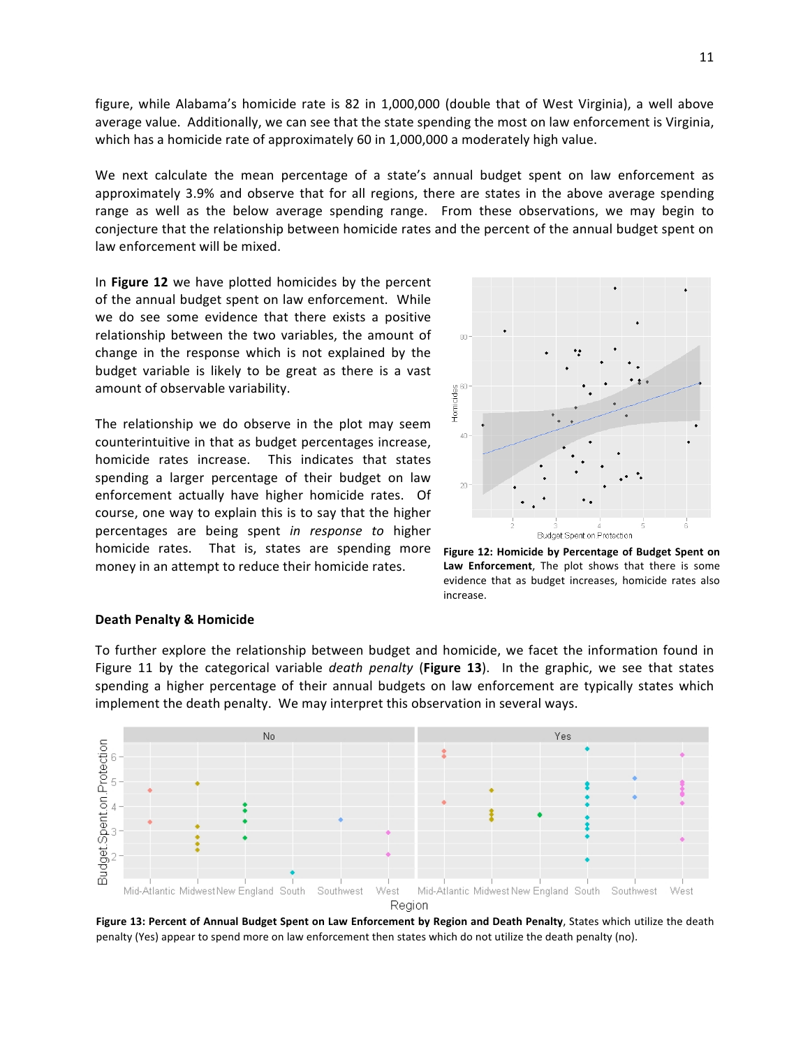figure, while Alabama's homicide rate is 82 in 1,000,000 (double that of West Virginia), a well above average value. Additionally, we can see that the state spending the most on law enforcement is Virginia, which has a homicide rate of approximately 60 in 1,000,000 a moderately high value.

We next calculate the mean percentage of a state's annual budget spent on law enforcement as approximately 3.9% and observe that for all regions, there are states in the above average spending range as well as the below average spending range. From these observations, we may begin to conjecture that the relationship between homicide rates and the percent of the annual budget spent on law enforcement will be mixed.

In **Figure 12** we have plotted homicides by the percent of the annual budget spent on law enforcement. While we do see some evidence that there exists a positive relationship between the two variables, the amount of change in the response which is not explained by the budget variable is likely to be great as there is a vast amount of observable variability.

The relationship we do observe in the plot may seem counterintuitive in that as budget percentages increase, homicide rates increase. This indicates that states spending a larger percentage of their budget on law enforcement actually have higher homicide rates. Of course, one way to explain this is to say that the higher percentages are being spent *in response to* higher homicide rates. That is, states are spending more money in an attempt to reduce their homicide rates.

**Figure 12: Homicide by Percentage of Budget Spent on Law Enforcement**, The plot shows that there is some evidence that as budget increases, homicide rates also increase.

### Death Penalty & Homicide

To further explore the relationship between budget and homicide, we facet the information found in Figure 11 by the categorical variable *death penalty* (**Figure 13**). In the graphic, we see that states spending a higher percentage of their annual budgets on law enforcement are typically states which implement the death penalty. We may interpret this observation in several ways.

**Figure 13: Percent of Annual Budget Spent on Law Enforcement by Region and Death Penalty**, States which utilize the death penalty (Yes) appear to spend more on law enforcement then states which do not utilize the death penalty (no).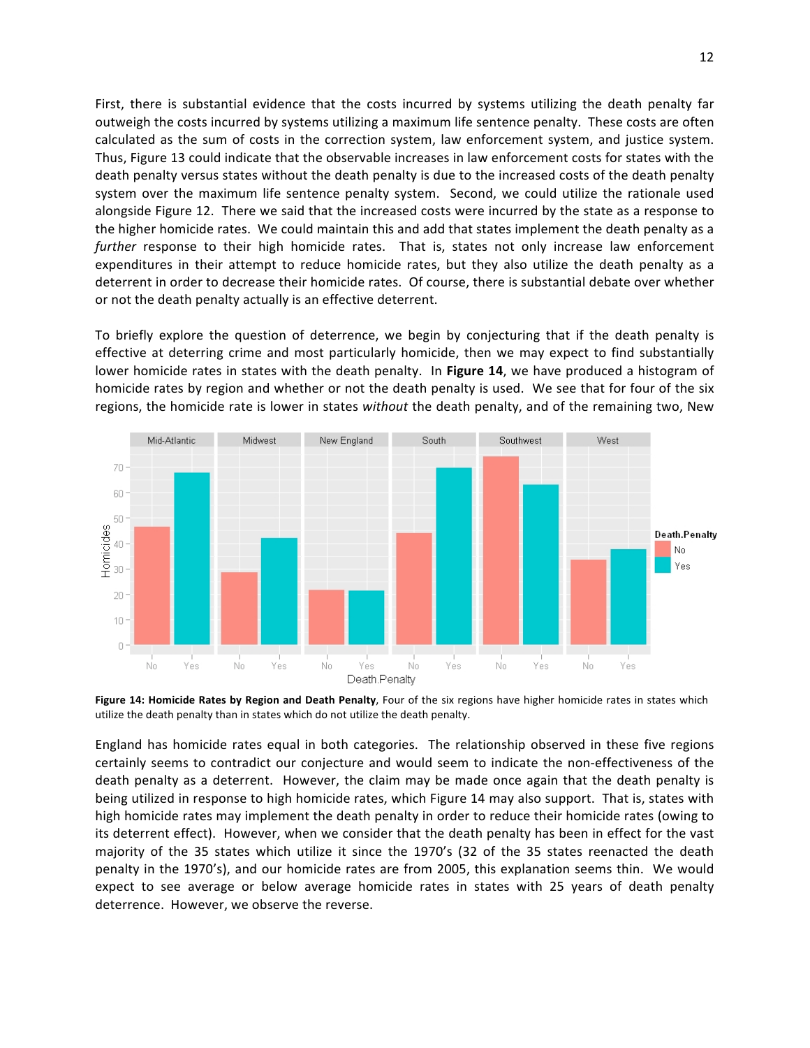First, there is substantial evidence that the costs incurred by systems utilizing the death penalty far outweigh the costs incurred by systems utilizing a maximum life sentence penalty. These costs are often calculated as the sum of costs in the correction system, law enforcement system, and justice system. Thus, Figure 13 could indicate that the observable increases in law enforcement costs for states with the death penalty versus states without the death penalty is due to the increased costs of the death penalty system over the maximum life sentence penalty system. Second, we could utilize the rationale used alongside Figure 12. There we said that the increased costs were incurred by the state as a response to the higher homicide rates. We could maintain this and add that states implement the death penalty as a *further* response to their high homicide rates. That is, states not only increase law enforcement expenditures in their attempt to reduce homicide rates, but they also utilize the death penalty as a deterrent in order to decrease their homicide rates. Of course, there is substantial debate over whether or not the death penalty actually is an effective deterrent.

To briefly explore the question of deterrence, we begin by conjecturing that if the death penalty is effective at deterring crime and most particularly homicide, then we may expect to find substantially lower homicide rates in states with the death penalty. In **Figure 14**, we have produced a histogram of homicide rates by region and whether or not the death penalty is used. We see that for four of the six regions, the homicide rate is lower in states *without* the death penalty, and of the remaining two, New England has homicide rates equal in both categories. The relationship observed in these five regions certainly seems to contradict our conjecture and would seem to indicate the non-effectiveness of the death penalty as a deterrent. However, the claim may be made once again that the death penalty is being utilized in response to high homicide rates, which Figure 14 may also support. That is, states with high homicide rates may implement the death penalty in order to reduce their homicide rates (owing to its deterrent effect). However, when we consider that the death penalty has been in effect for the vast majority of the 35 states which utilize it since the 1970's (32 of the 35 states reenacted the death penalty in the 1970's), and our homicide rates are from 2005, this explanation seems thin. We would expect to see average or below average homicide rates in states with 25 years of death penalty deterrence. However, we observe the reverse.

**Figure 14: Homicide Rates by Region and Death Penalty**, Four of the six regions have higher homicide rates in states which utilize the death penalty than in states which do not utilize the death penalty.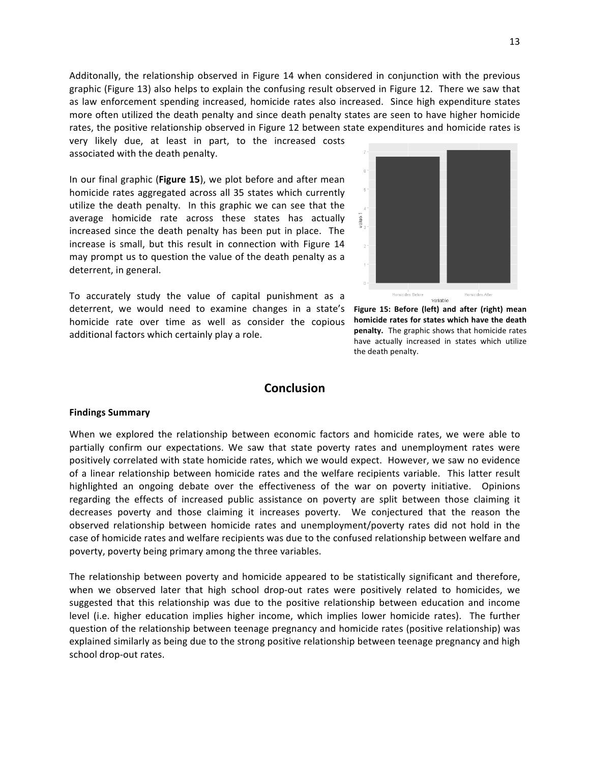Additonally, the relationship observed in Figure 14 when considered in conjunction with the previous graphic (Figure 13) also helps to explain the confusing result observed in Figure 12. There we saw that as law enforcement spending increased, homicide rates also increased. Since high expenditure states more often utilized the death penalty and since death penalty states are seen to have higher homicide rates, the positive relationship observed in Figure 12 between state expenditures and homicide rates is very likely due, at least in part, to the increased costs associated with the death penalty.

In our final graphic (**Figure 15**), we plot before and after mean homicide rates aggregated across all 35 states which currently utilize the death penalty. In this graphic we can see that the average homicide rate across these states has actually increased since the death penalty has been put in place. The increase is small, but this result in connection with Figure 14 may prompt us to question the value of the death penalty as a deterrent, in general.

To accurately study the value of capital punishment as a deterrent, we would need to examine changes in a state's homicide rate over time as well as consider the copious additional factors which certainly play a role.

**Figure 15: Before (left) and after (right) mean homicide rates for states which have the death penalty.** The graphic shows that homicide rates have actually increased in states which utilize the death penalty.

## Conclusion

**Findings Summary**

When we explored the relationship between economic factors and homicide rates, we were able to partially confirm our expectations. We saw that state poverty rates and unemployment rates were positively correlated with state homicide rates, which we would expect. However, we saw no evidence of a linear relationship between homicide rates and the welfare recipients variable. This latter result highlighted an ongoing debate over the effectiveness of the war on poverty initiative. Opinions regarding the effects of increased public assistance on poverty are split between those claiming it decreases poverty and those claiming it increases poverty. We conjectured that the reason the observed relationship between homicide rates and unemployment/poverty rates did not hold in the case of homicide rates and welfare recipients was due to the confused relationship between welfare and poverty, poverty being primary among the three variables.

The relationship between poverty and homicide appeared to be statistically significant and therefore, when we observed later that high school drop-out rates were positively related to homicides, we suggested that this relationship was due to the positive relationship between education and income level (i.e. higher education implies higher income, which implies lower homicide rates). The further question of the relationship between teenage pregnancy and homicide rates (positive relationship) was explained similarly as being due to the strong positive relationship between teenage pregnancy and high school drop-out rates.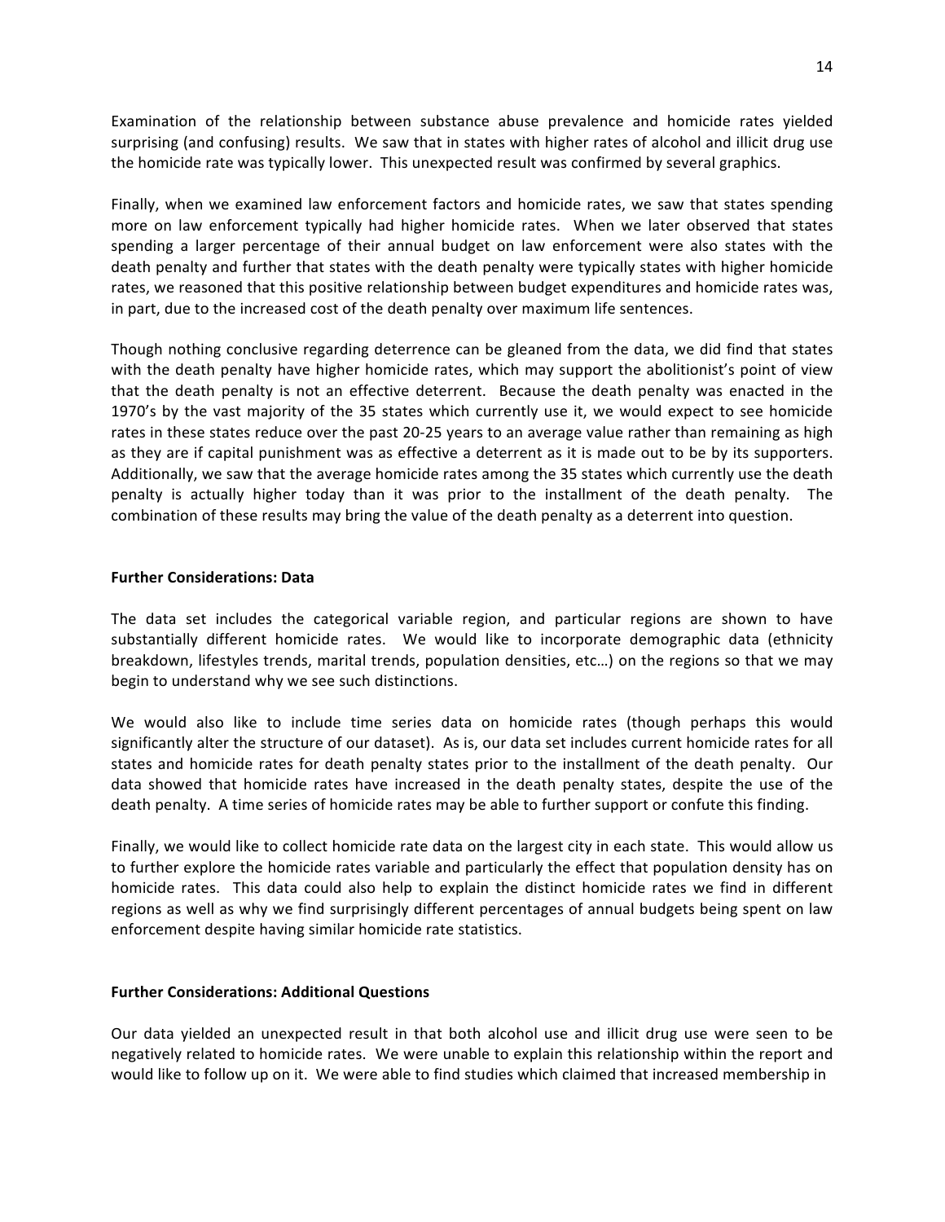Examination of the relationship between substance abuse prevalence and homicide rates yielded surprising (and confusing) results. We saw that in states with higher rates of alcohol and illicit drug use the homicide rate was typically lower. This unexpected result was confirmed by several graphics.

Finally, when we examined law enforcement factors and homicide rates, we saw that states spending more on law enforcement typically had higher homicide rates. When we later observed that states spending a larger percentage of their annual budget on law enforcement were also states with the death penalty and further that states with the death penalty were typically states with higher homicide rates, we reasoned that this positive relationship between budget expenditures and homicide rates was, in part, due to the increased cost of the death penalty over maximum life sentences.

Though nothing conclusive regarding deterrence can be gleaned from the data, we did find that states with the death penalty have higher homicide rates, which may support the abolitionist's point of view that the death penalty is not an effective deterrent. Because the death penalty was enacted in the 1970's by the vast majority of the 35 states which currently use it, we would expect to see homicide rates in these states reduce over the past 20-25 years to an average value rather than remaining as high as they are if capital punishment was as effective a deterrent as it is made out to be by its supporters. Additionally, we saw that the average homicide rates among the 35 states which currently use the death penalty is actually higher today than it was prior to the installment of the death penalty. The combination of these results may bring the value of the death penalty as a deterrent into question.

**Further Considerations: Data**

The data set includes the categorical variable region, and particular regions are shown to have substantially different homicide rates. We would like to incorporate demographic data (ethnicity breakdown, lifestyles trends, marital trends, population densities, etc…) on the regions so that we may begin to understand why we see such distinctions.

We would also like to include time series data on homicide rates (though perhaps this would significantly alter the structure of our dataset). As is, our data set includes current homicide rates for all states and homicide rates for death penalty states prior to the installment of the death penalty. Our data showed that homicide rates have increased in the death penalty states, despite the use of the death penalty. A time series of homicide rates may be able to further support or confute this finding.

Finally, we would like to collect homicide rate data on the largest city in each state. This would allow us to further explore the homicide rates variable and particularly the effect that population density has on homicide rates. This data could also help to explain the distinct homicide rates we find in different regions as well as why we find surprisingly different percentages of annual budgets being spent on law enforcement despite having similar homicide rate statistics.

**Further Considerations: Additional Questions**

Our data yielded an unexpected result in that both alcohol use and illicit drug use were seen to be negatively related to homicide rates. We were unable to explain this relationship within the report and would like to follow up on it. We were able to find studies which claimed that increased membership in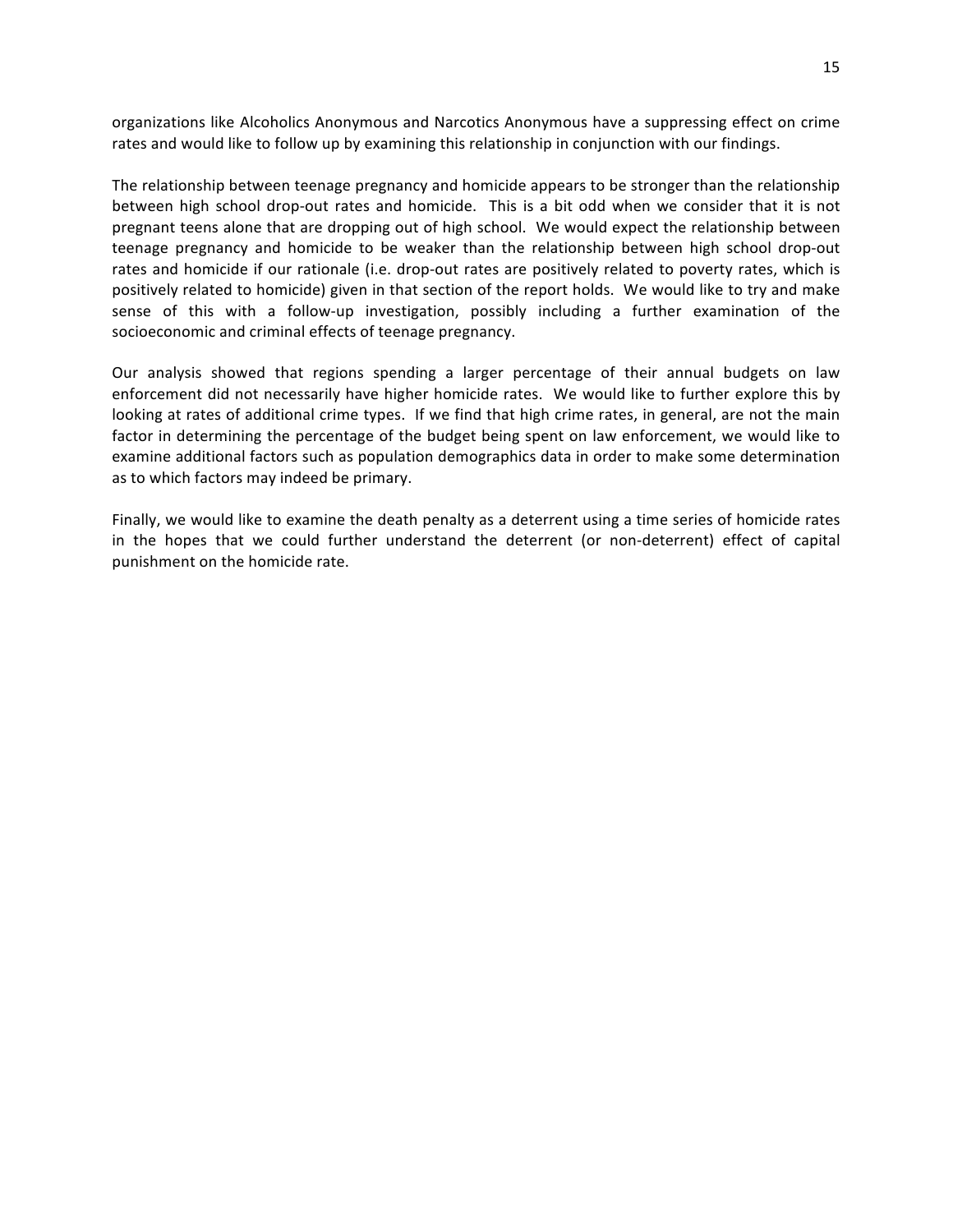organizations like Alcoholics Anonymous and Narcotics Anonymous have a suppressing effect on crime rates and would like to follow up by examining this relationship in conjunction with our findings.

The relationship between teenage pregnancy and homicide appears to be stronger than the relationship between high school drop-out rates and homicide. This is a bit odd when we consider that it is not pregnant teens alone that are dropping out of high school. We would expect the relationship between teenage pregnancy and homicide to be weaker than the relationship between high school drop-out rates and homicide if our rationale (i.e. drop-out rates are positively related to poverty rates, which is positively related to homicide) given in that section of the report holds. We would like to try and make sense of this with a follow-up investigation, possibly including a further examination of the socioeconomic and criminal effects of teenage pregnancy.

Our analysis showed that regions spending a larger percentage of their annual budgets on law enforcement did not necessarily have higher homicide rates. We would like to further explore this by looking at rates of additional crime types. If we find that high crime rates, in general, are not the main factor in determining the percentage of the budget being spent on law enforcement, we would like to examine additional factors such as population demographics data in order to make some determination as to which factors may indeed be primary.

Finally, we would like to examine the death penalty as a deterrent using a time series of homicide rates in the hopes that we could further understand the deterrent (or non-deterrent) effect of capital punishment on the homicide rate.